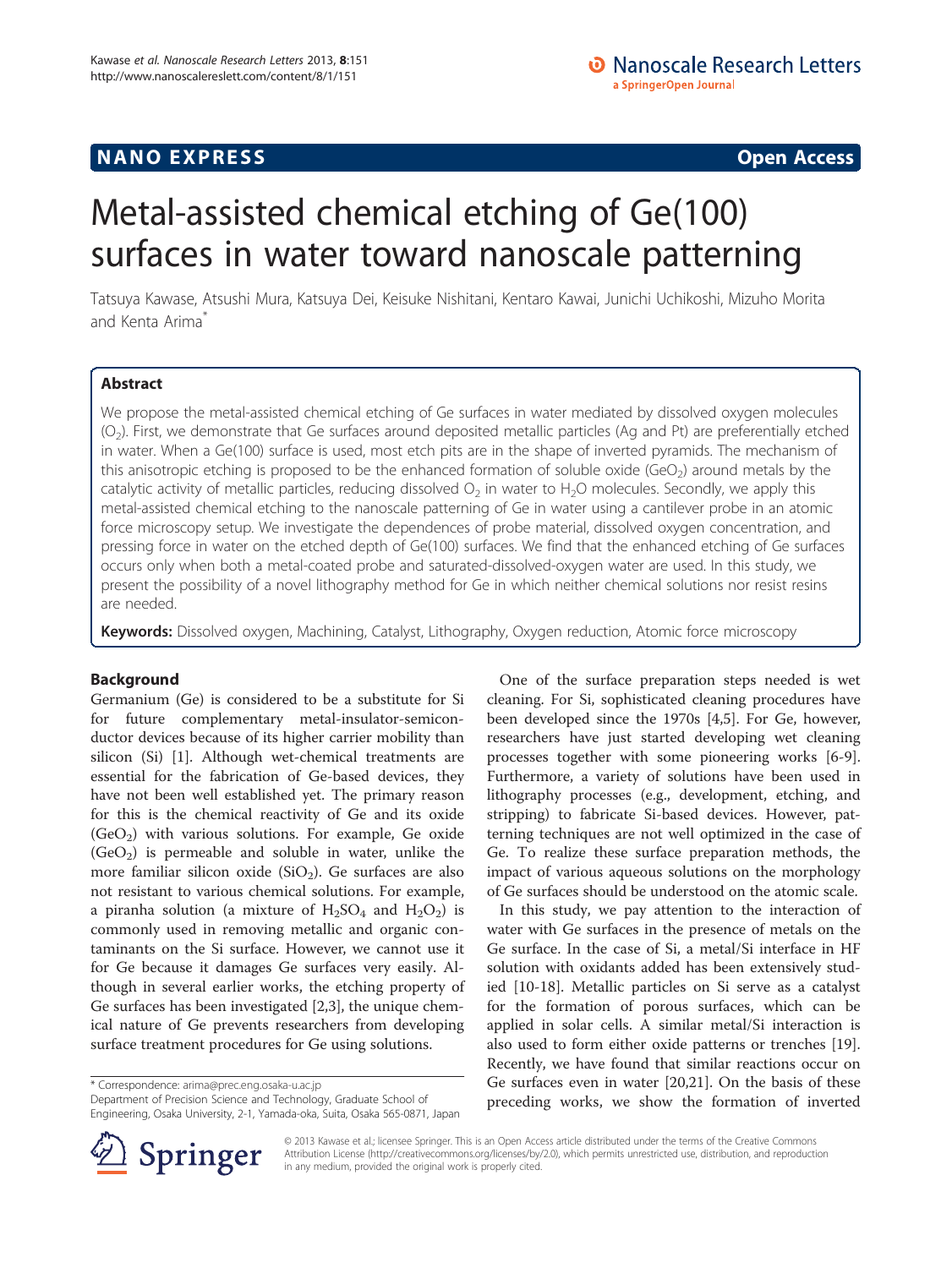**NANO EXPRESS** **Open Access**

# Metal-assisted chemical etching of Ge(100) surfaces in water toward nanoscale patterning

Tatsuya Kawase, Atsushi Mura, Katsuya Dei, Keisuke Nishitani, Kentaro Kawai, Junichi Uchikoshi, Mizuho Morita and Kenta Arima*

## Abstract

We propose the metal-assisted chemical etching of Ge surfaces in water mediated by dissolved oxygen molecules ($O_2$). First, we demonstrate that Ge surfaces around deposited metallic particles (Ag and Pt) are preferentially etched in water. When a Ge(100) surface is used, most etch pits are in the shape of inverted pyramids. The mechanism of this anisotropic etching is proposed to be the enhanced formation of soluble oxide ($GeO_2$) around metals by the catalytic activity of metallic particles, reducing dissolved $O_2$ in water to $H_2O$ molecules. Secondly, we apply this metal-assisted chemical etching to the nanoscale patterning of Ge in water using a cantilever probe in an atomic force microscopy setup. We investigate the dependences of probe material, dissolved oxygen concentration, and pressing force in water on the etched depth of Ge(100) surfaces. We find that the enhanced etching of Ge surfaces occurs only when both a metal-coated probe and saturated-dissolved-oxygen water are used. In this study, we present the possibility of a novel lithography method for Ge in which neither chemical solutions nor resist resins are needed.

**Keywords:** Dissolved oxygen, Machining, Catalyst, Lithography, Oxygen reduction, Atomic force microscopy

## Background

Germanium (Ge) is considered to be a substitute for Si for future complementary metal-insulator-semiconductor devices because of its higher carrier mobility than silicon (Si) [1]. Although wet-chemical treatments are essential for the fabrication of Ge-based devices, they have not been well established yet. The primary reason for this is the chemical reactivity of Ge and its oxide ($GeO_2$) with various solutions. For example, Ge oxide ($GeO_2$) is permeable and soluble in water, unlike the more familiar silicon oxide ($SiO_2$). Ge surfaces are also not resistant to various chemical solutions. For example, a piranha solution (a mixture of $H_2SO_4$ and $H_2O_2$) is commonly used in removing metallic and organic contaminants on the Si surface. However, we cannot use it for Ge because it damages Ge surfaces very easily. Although in several earlier works, the etching property of Ge surfaces has been investigated [2,3], the unique chemical nature of Ge prevents researchers from developing surface treatment procedures for Ge using solutions.

One of the surface preparation steps needed is wet cleaning. For Si, sophisticated cleaning procedures have been developed since the 1970s [4,5]. For Ge, however, researchers have just started developing wet cleaning processes together with some pioneering works [6-9]. Furthermore, a variety of solutions have been used in lithography processes (e.g., development, etching, and stripping) to fabricate Si-based devices. However, patterning techniques are not well optimized in the case of Ge. To realize these surface preparation methods, the impact of various aqueous solutions on the morphology of Ge surfaces should be understood on the atomic scale.

In this study, we pay attention to the interaction of water with Ge surfaces in the presence of metals on the Ge surface. In the case of Si, a metal/Si interface in HF solution with oxidants added has been extensively studied [10-18]. Metallic particles on Si serve as a catalyst for the formation of porous surfaces, which can be applied in solar cells. A similar metal/Si interaction is also used to form either oxide patterns or trenches [19]. Recently, we have found that similar reactions occur on Ge surfaces even in water [20,21]. On the basis of these preceding works, we show the formation of inverted

\* Correspondence: arima@prec.eng.osaka-u.ac.jp
Department of Precision Science and Technology, Graduate School of Engineering, Osaka University, 2-1, Yamada-oka, Suita, Osaka 565-0871, Japan

© 2013 Kawase et al.; licensee Springer. This is an Open Access article distributed under the terms of the Creative Commons Attribution License (http://creativecommons.org/licenses/by/2.0), which permits unrestricted use, distribution, and reproduction in any medium, provided the original work is properly cited.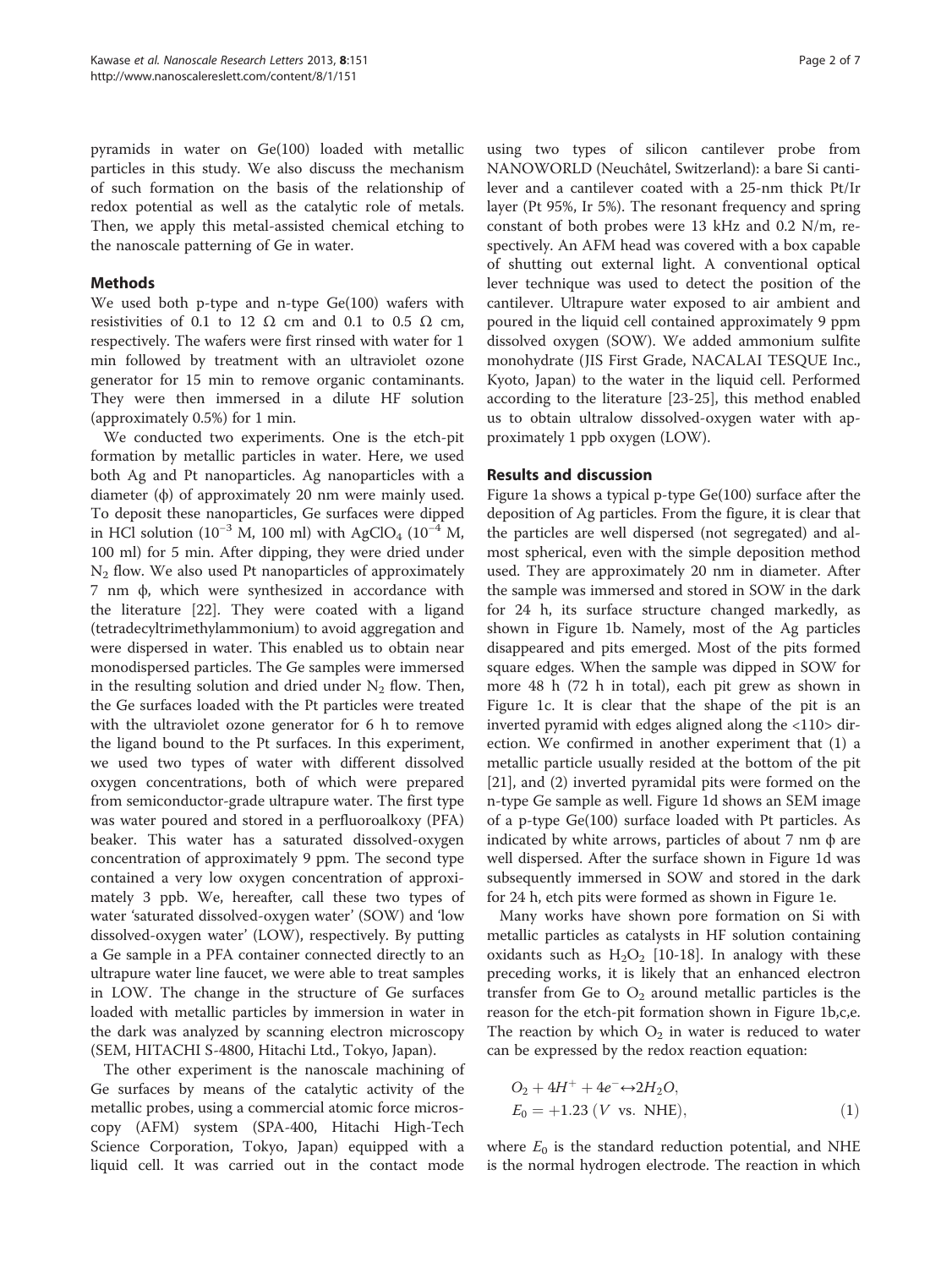pyramids in water on Ge(100) loaded with metallic particles in this study. We also discuss the mechanism of such formation on the basis of the relationship of redox potential as well as the catalytic role of metals. Then, we apply this metal-assisted chemical etching to the nanoscale patterning of Ge in water.

## Methods

We used both p-type and n-type Ge(100) wafers with resistivities of 0.1 to 12 Ω cm and 0.1 to 0.5 Ω cm, respectively. The wafers were first rinsed with water for 1 min followed by treatment with an ultraviolet ozone generator for 15 min to remove organic contaminants. They were then immersed in a dilute HF solution (approximately 0.5%) for 1 min.

We conducted two experiments. One is the etch-pit formation by metallic particles in water. Here, we used both Ag and Pt nanoparticles. Ag nanoparticles with a diameter (ϕ) of approximately 20 nm were mainly used. To deposit these nanoparticles, Ge surfaces were dipped in HCl solution ($10^{-3}$ M, 100 ml) with $AgClO_4$ ($10^{-4}$ M, 100 ml) for 5 min. After dipping, they were dried under $N_2$ flow. We also used Pt nanoparticles of approximately 7 nm ϕ, which were synthesized in accordance with the literature [22]. They were coated with a ligand (tetradecyltrimethylammonium) to avoid aggregation and were dispersed in water. This enabled us to obtain near monodispersed particles. The Ge samples were immersed in the resulting solution and dried under $N_2$ flow. Then, the Ge surfaces loaded with the Pt particles were treated with the ultraviolet ozone generator for 6 h to remove the ligand bound to the Pt surfaces. In this experiment, we used two types of water with different dissolved oxygen concentrations, both of which were prepared from semiconductor-grade ultrapure water. The first type was water poured and stored in a perfluoroalkoxy (PFA) beaker. This water has a saturated dissolved-oxygen concentration of approximately 9 ppm. The second type contained a very low oxygen concentration of approximately 3 ppb. We, hereafter, call these two types of water 'saturated dissolved-oxygen water' (SOW) and 'low dissolved-oxygen water' (LOW), respectively. By putting a Ge sample in a PFA container connected directly to an ultrapure water line faucet, we were able to treat samples in LOW. The change in the structure of Ge surfaces loaded with metallic particles by immersion in water in the dark was analyzed by scanning electron microscopy (SEM, HITACHI S-4800, Hitachi Ltd., Tokyo, Japan).

The other experiment is the nanoscale machining of Ge surfaces by means of the catalytic activity of the metallic probes, using a commercial atomic force microscopy (AFM) system (SPA-400, Hitachi High-Tech Science Corporation, Tokyo, Japan) equipped with a liquid cell. It was carried out in the contact mode using two types of silicon cantilever probe from NANOWORLD (Neuchâtel, Switzerland): a bare Si cantilever and a cantilever coated with a 25-nm thick Pt/Ir layer (Pt 95%, Ir 5%). The resonant frequency and spring constant of both probes were 13 kHz and 0.2 N/m, respectively. An AFM head was covered with a box capable of shutting out external light. A conventional optical lever technique was used to detect the position of the cantilever. Ultrapure water exposed to air ambient and poured in the liquid cell contained approximately 9 ppm dissolved oxygen (SOW). We added ammonium sulfite monohydrate (JIS First Grade, NACALAI TESQUE Inc., Kyoto, Japan) to the water in the liquid cell. Performed according to the literature [23-25], this method enabled us to obtain ultralow dissolved-oxygen water with approximately 1 ppb oxygen (LOW).

## Results and discussion

Figure 1a shows a typical p-type Ge(100) surface after the deposition of Ag particles. From the figure, it is clear that the particles are well dispersed (not segregated) and almost spherical, even with the simple deposition method used. They are approximately 20 nm in diameter. After the sample was immersed and stored in SOW in the dark for 24 h, its surface structure changed markedly, as shown in Figure 1b. Namely, most of the Ag particles disappeared and pits emerged. Most of the pits formed square edges. When the sample was dipped in SOW for more 48 h (72 h in total), each pit grew as shown in Figure 1c. It is clear that the shape of the pit is an inverted pyramid with edges aligned along the <110> direction. We confirmed in another experiment that (1) a metallic particle usually resided at the bottom of the pit [21], and (2) inverted pyramidal pits were formed on the n-type Ge sample as well. Figure 1d shows an SEM image of a p-type Ge(100) surface loaded with Pt particles. As indicated by white arrows, particles of about 7 nm ϕ are well dispersed. After the surface shown in Figure 1d was subsequently immersed in SOW and stored in the dark for 24 h, etch pits were formed as shown in Figure 1e.

Many works have shown pore formation on Si with metallic particles as catalysts in HF solution containing oxidants such as $H_2O_2$ [10-18]. In analogy with these preceding works, it is likely that an enhanced electron transfer from Ge to $O_2$ around metallic particles is the reason for the etch-pit formation shown in Figure 1b,c,e. The reaction by which $O_2$ in water is reduced to water can be expressed by the redox reaction equation:

$$O_2 + 4H^+ + 4e^- \leftrightarrow 2H_2O,$$
$$E_0 = +1.23\ (V\ \text{vs.}\ \text{NHE}), \tag{1}$$

where $E_0$ is the standard reduction potential, and NHE is the normal hydrogen electrode. The reaction in which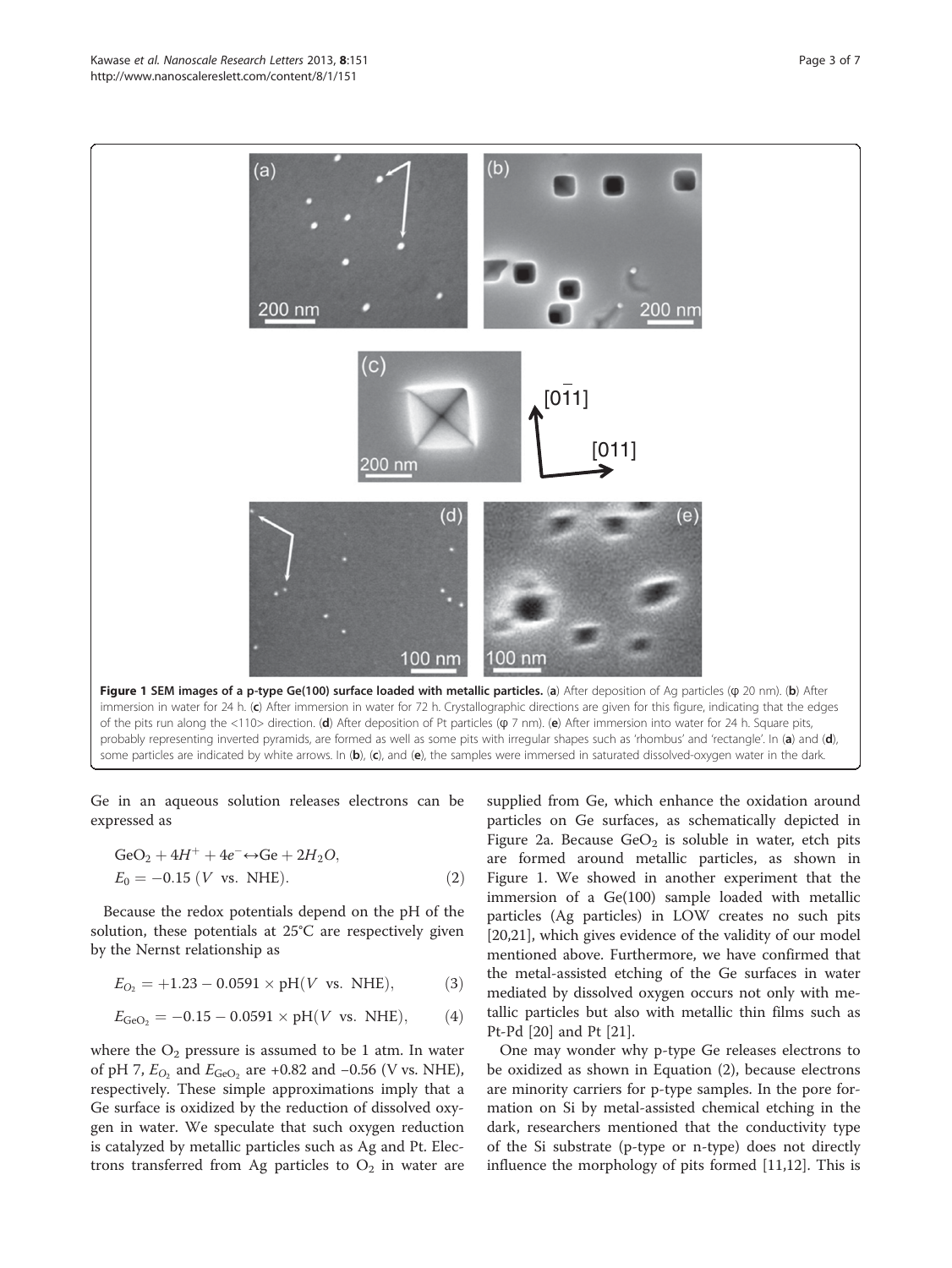**Figure 1 SEM images of a p-type Ge(100) surface loaded with metallic particles.** (**a**) After deposition of Ag particles (φ 20 nm). (**b**) After immersion in water for 24 h. (**c**) After immersion in water for 72 h. Crystallographic directions are given for this figure, indicating that the edges of the pits run along the <110> direction. (**d**) After deposition of Pt particles (φ 7 nm). (**e**) After immersion into water for 24 h. Square pits, probably representing inverted pyramids, are formed as well as some pits with irregular shapes such as 'rhombus' and 'rectangle'. In (**a**) and (**d**), some particles are indicated by white arrows. In (**b**), (**c**), and (**e**), the samples were immersed in saturated dissolved-oxygen water in the dark.

Ge in an aqueous solution releases electrons can be expressed as

$$GeO_2 + 4H^+ + 4e^- \leftrightarrow Ge + 2H_2O, \quad E_0 = -0.15\ (V\ \text{vs. NHE}). \tag{2}$$

Because the redox potentials depend on the pH of the solution, these potentials at 25°C are respectively given by the Nernst relationship as

$$E_{O_2} = +1.23 - 0.0591 \times \text{pH}(V\ \text{vs. NHE}), \tag{3}$$

$$E_{GeO_2} = -0.15 - 0.0591 \times \text{pH}(V\ \text{vs. NHE}), \tag{4}$$

where the $O_2$ pressure is assumed to be 1 atm. In water of pH 7, $E_{O_2}$ and $E_{GeO_2}$ are +0.82 and −0.56 (V vs. NHE), respectively. These simple approximations imply that a Ge surface is oxidized by the reduction of dissolved oxygen in water. We speculate that such oxygen reduction is catalyzed by metallic particles such as Ag and Pt. Electrons transferred from Ag particles to $O_2$ in water are supplied from Ge, which enhance the oxidation around particles on Ge surfaces, as schematically depicted in Figure 2a. Because $GeO_2$ is soluble in water, etch pits are formed around metallic particles, as shown in Figure 1. We showed in another experiment that the immersion of a Ge(100) sample loaded with metallic particles (Ag particles) in LOW creates no such pits [20,21], which gives evidence of the validity of our model mentioned above. Furthermore, we have confirmed that the metal-assisted etching of the Ge surfaces in water mediated by dissolved oxygen occurs not only with metallic particles but also with metallic thin films such as Pt-Pd [20] and Pt [21].

One may wonder why p-type Ge releases electrons to be oxidized as shown in Equation (2), because electrons are minority carriers for p-type samples. In the pore formation on Si by metal-assisted chemical etching in the dark, researchers mentioned that the conductivity type of the Si substrate (p-type or n-type) does not directly influence the morphology of pits formed [11,12]. This is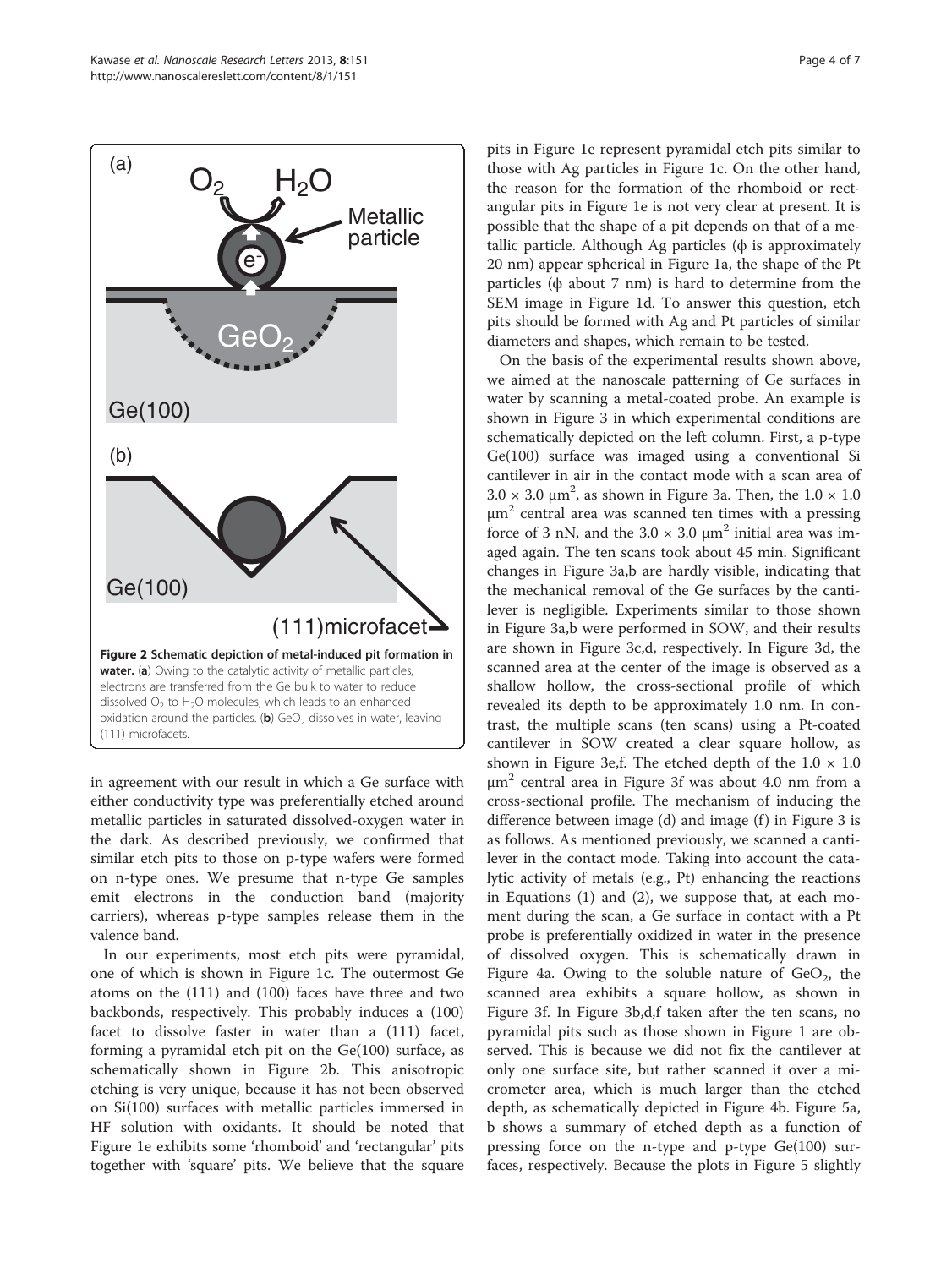**Figure 2 Schematic depiction of metal-induced pit formation in water.** (**a**) Owing to the catalytic activity of metallic particles, electrons are transferred from the Ge bulk to water to reduce dissolved $O_2$ to $H_2O$ molecules, which leads to an enhanced oxidation around the particles. (**b**) $GeO_2$ dissolves in water, leaving (111) microfacets.

in agreement with our result in which a Ge surface with either conductivity type was preferentially etched around metallic particles in saturated dissolved-oxygen water in the dark. As described previously, we confirmed that similar etch pits to those on p-type wafers were formed on n-type ones. We presume that n-type Ge samples emit electrons in the conduction band (majority carriers), whereas p-type samples release them in the valence band.

In our experiments, most etch pits were pyramidal, one of which is shown in Figure 1c. The outermost Ge atoms on the (111) and (100) faces have three and two backbonds, respectively. This probably induces a (100) facet to dissolve faster in water than a (111) facet, forming a pyramidal etch pit on the Ge(100) surface, as schematically shown in Figure 2b. This anisotropic etching is very unique, because it has not been observed on Si(100) surfaces with metallic particles immersed in HF solution with oxidants. It should be noted that Figure 1e exhibits some 'rhomboid' and 'rectangular' pits together with 'square' pits. We believe that the square pits in Figure 1e represent pyramidal etch pits similar to those with Ag particles in Figure 1c. On the other hand, the reason for the formation of the rhomboid or rectangular pits in Figure 1e is not very clear at present. It is possible that the shape of a pit depends on that of a metallic particle. Although Ag particles (ϕ is approximately 20 nm) appear spherical in Figure 1a, the shape of the Pt particles (ϕ about 7 nm) is hard to determine from the SEM image in Figure 1d. To answer this question, etch pits should be formed with Ag and Pt particles of similar diameters and shapes, which remain to be tested.

On the basis of the experimental results shown above, we aimed at the nanoscale patterning of Ge surfaces in water by scanning a metal-coated probe. An example is shown in Figure 3 in which experimental conditions are schematically depicted on the left column. First, a p-type Ge(100) surface was imaged using a conventional Si cantilever in air in the contact mode with a scan area of $3.0 \times 3.0$ μm$^2$, as shown in Figure 3a. Then, the $1.0 \times 1.0$ μm$^2$ central area was scanned ten times with a pressing force of 3 nN, and the $3.0 \times 3.0$ μm$^2$ initial area was imaged again. The ten scans took about 45 min. Significant changes in Figure 3a,b are hardly visible, indicating that the mechanical removal of the Ge surfaces by the cantilever is negligible. Experiments similar to those shown in Figure 3a,b were performed in SOW, and their results are shown in Figure 3c,d, respectively. In Figure 3d, the scanned area at the center of the image is observed as a shallow hollow, the cross-sectional profile of which revealed its depth to be approximately 1.0 nm. In contrast, the multiple scans (ten scans) using a Pt-coated cantilever in SOW created a clear square hollow, as shown in Figure 3e,f. The etched depth of the $1.0 \times 1.0$ μm$^2$ central area in Figure 3f was about 4.0 nm from a cross-sectional profile. The mechanism of inducing the difference between image (d) and image (f) in Figure 3 is as follows. As mentioned previously, we scanned a cantilever in the contact mode. Taking into account the catalytic activity of metals (e.g., Pt) enhancing the reactions in Equations (1) and (2), we suppose that, at each moment during the scan, a Ge surface in contact with a Pt probe is preferentially oxidized in water in the presence of dissolved oxygen. This is schematically drawn in Figure 4a. Owing to the soluble nature of $GeO_2$, the scanned area exhibits a square hollow, as shown in Figure 3f. In Figure 3b,d,f taken after the ten scans, no pyramidal pits such as those shown in Figure 1 are observed. This is because we did not fix the cantilever at only one surface site, but rather scanned it over a micrometer area, which is much larger than the etched depth, as schematically depicted in Figure 4b. Figure 5a, b shows a summary of etched depth as a function of pressing force on the n-type and p-type Ge(100) surfaces, respectively. Because the plots in Figure 5 slightly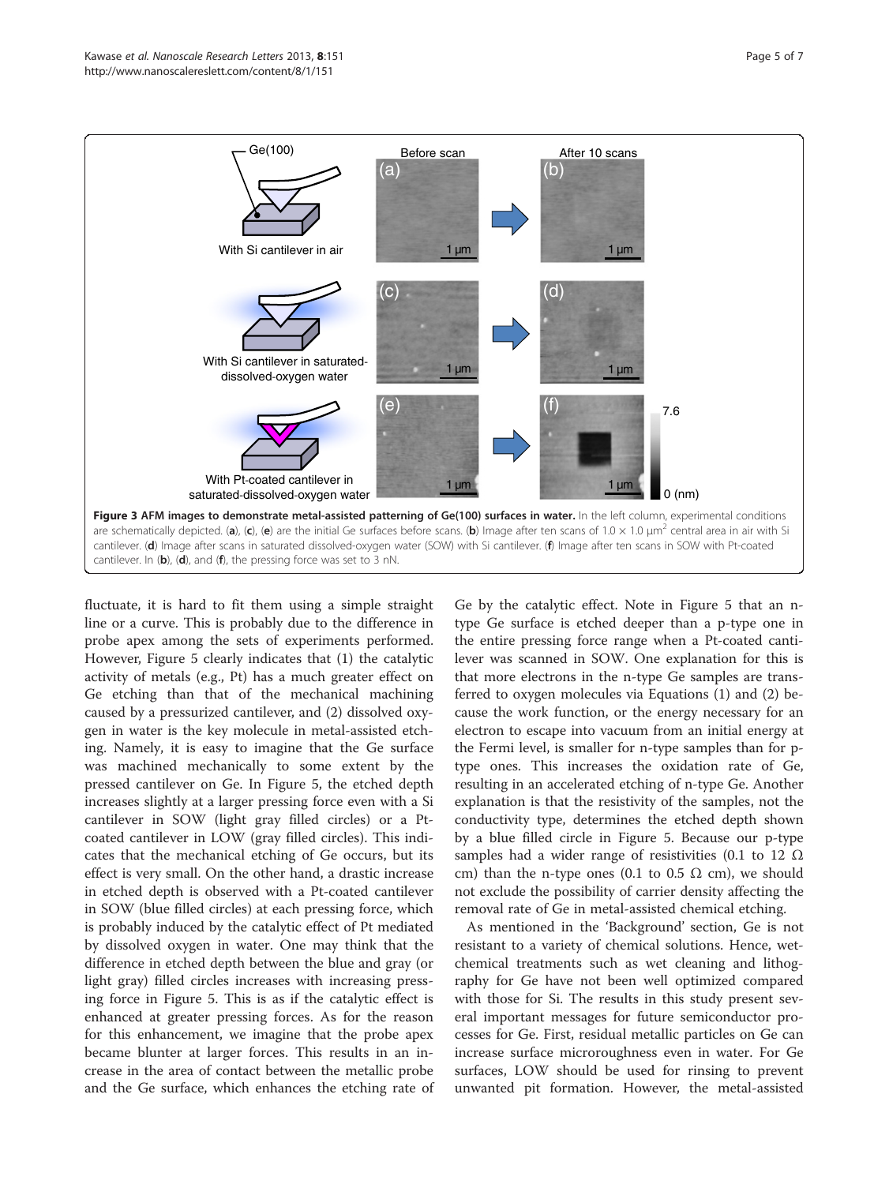**Figure 3 AFM images to demonstrate metal-assisted patterning of Ge(100) surfaces in water.** In the left column, experimental conditions are schematically depicted. (**a**), (**c**), (**e**) are the initial Ge surfaces before scans. (**b**) Image after ten scans of 1.0 × 1.0 μm$^2$ central area in air with Si cantilever. (**d**) Image after scans in saturated dissolved-oxygen water (SOW) with Si cantilever. (**f**) Image after ten scans in SOW with Pt-coated cantilever. In (**b**), (**d**), and (**f**), the pressing force was set to 3 nN.

fluctuate, it is hard to fit them using a simple straight line or a curve. This is probably due to the difference in probe apex among the sets of experiments performed. However, Figure 5 clearly indicates that (1) the catalytic activity of metals (e.g., Pt) has a much greater effect on Ge etching than that of the mechanical machining caused by a pressurized cantilever, and (2) dissolved oxygen in water is the key molecule in metal-assisted etching. Namely, it is easy to imagine that the Ge surface was machined mechanically to some extent by the pressed cantilever on Ge. In Figure 5, the etched depth increases slightly at a larger pressing force even with a Si cantilever in SOW (light gray filled circles) or a Pt-coated cantilever in LOW (gray filled circles). This indicates that the mechanical etching of Ge occurs, but its effect is very small. On the other hand, a drastic increase in etched depth is observed with a Pt-coated cantilever in SOW (blue filled circles) at each pressing force, which is probably induced by the catalytic effect of Pt mediated by dissolved oxygen in water. One may think that the difference in etched depth between the blue and gray (or light gray) filled circles increases with increasing pressing force in Figure 5. This is as if the catalytic effect is enhanced at greater pressing forces. As for the reason for this enhancement, we imagine that the probe apex became blunter at larger forces. This results in an increase in the area of contact between the metallic probe and the Ge surface, which enhances the etching rate of Ge by the catalytic effect. Note in Figure 5 that an n-type Ge surface is etched deeper than a p-type one in the entire pressing force range when a Pt-coated cantilever was scanned in SOW. One explanation for this is that more electrons in the n-type Ge samples are transferred to oxygen molecules via Equations (1) and (2) because the work function, or the energy necessary for an electron to escape into vacuum from an initial energy at the Fermi level, is smaller for n-type samples than for p-type ones. This increases the oxidation rate of Ge, resulting in an accelerated etching of n-type Ge. Another explanation is that the resistivity of the samples, not the conductivity type, determines the etched depth shown by a blue filled circle in Figure 5. Because our p-type samples had a wider range of resistivities (0.1 to 12 Ω cm) than the n-type ones (0.1 to 0.5 Ω cm), we should not exclude the possibility of carrier density affecting the removal rate of Ge in metal-assisted chemical etching.

As mentioned in the 'Background' section, Ge is not resistant to a variety of chemical solutions. Hence, wet-chemical treatments such as wet cleaning and lithography for Ge have not been well optimized compared with those for Si. The results in this study present several important messages for future semiconductor processes for Ge. First, residual metallic particles on Ge can increase surface microroughness even in water. For Ge surfaces, LOW should be used for rinsing to prevent unwanted pit formation. However, the metal-assisted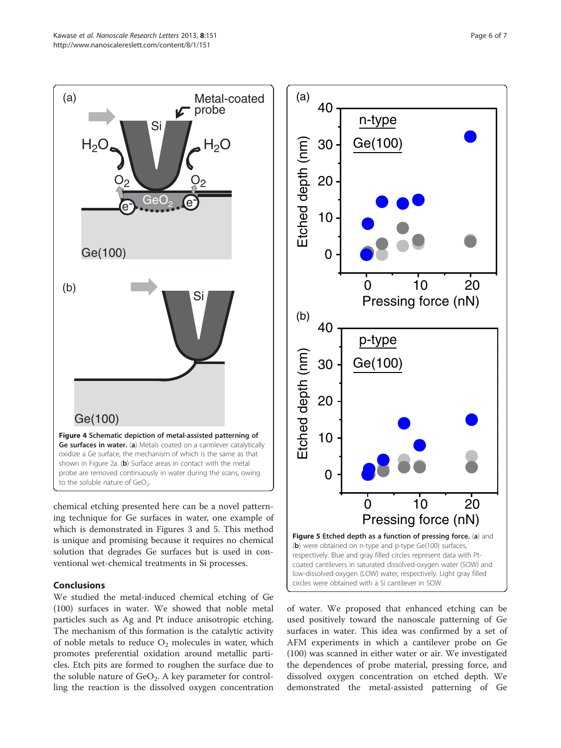**Figure 4 Schematic depiction of metal-assisted patterning of Ge surfaces in water.** (**a**) Metals coated on a cantilever catalytically oxidize a Ge surface, the mechanism of which is the same as that shown in Figure 2a. (**b**) Surface areas in contact with the metal probe are removed continuously in water during the scans, owing to the soluble nature of $GeO_2$.

**Figure 5 Etched depth as a function of pressing force.** (**a**) and (**b**) were obtained on n-type and p-type Ge(100) surfaces, respectively. Blue and gray filled circles represent data with Pt-coated cantilevers in saturated dissolved-oxygen water (SOW) and low-dissolved-oxygen (LOW) water, respectively. Light gray filled circles were obtained with a Si cantilever in SOW.

chemical etching presented here can be a novel patterning technique for Ge surfaces in water, one example of which is demonstrated in Figures 3 and 5. This method is unique and promising because it requires no chemical solution that degrades Ge surfaces but is used in conventional wet-chemical treatments in Si processes.

## Conclusions

We studied the metal-induced chemical etching of Ge (100) surfaces in water. We showed that noble metal particles such as Ag and Pt induce anisotropic etching. The mechanism of this formation is the catalytic activity of noble metals to reduce $O_2$ molecules in water, which promotes preferential oxidation around metallic particles. Etch pits are formed to roughen the surface due to the soluble nature of $GeO_2$. A key parameter for controlling the reaction is the dissolved oxygen concentration of water. We proposed that enhanced etching can be used positively toward the nanoscale patterning of Ge surfaces in water. This idea was confirmed by a set of AFM experiments in which a cantilever probe on Ge (100) was scanned in either water or air. We investigated the dependences of probe material, pressing force, and dissolved oxygen concentration on etched depth. We demonstrated the metal-assisted patterning of Ge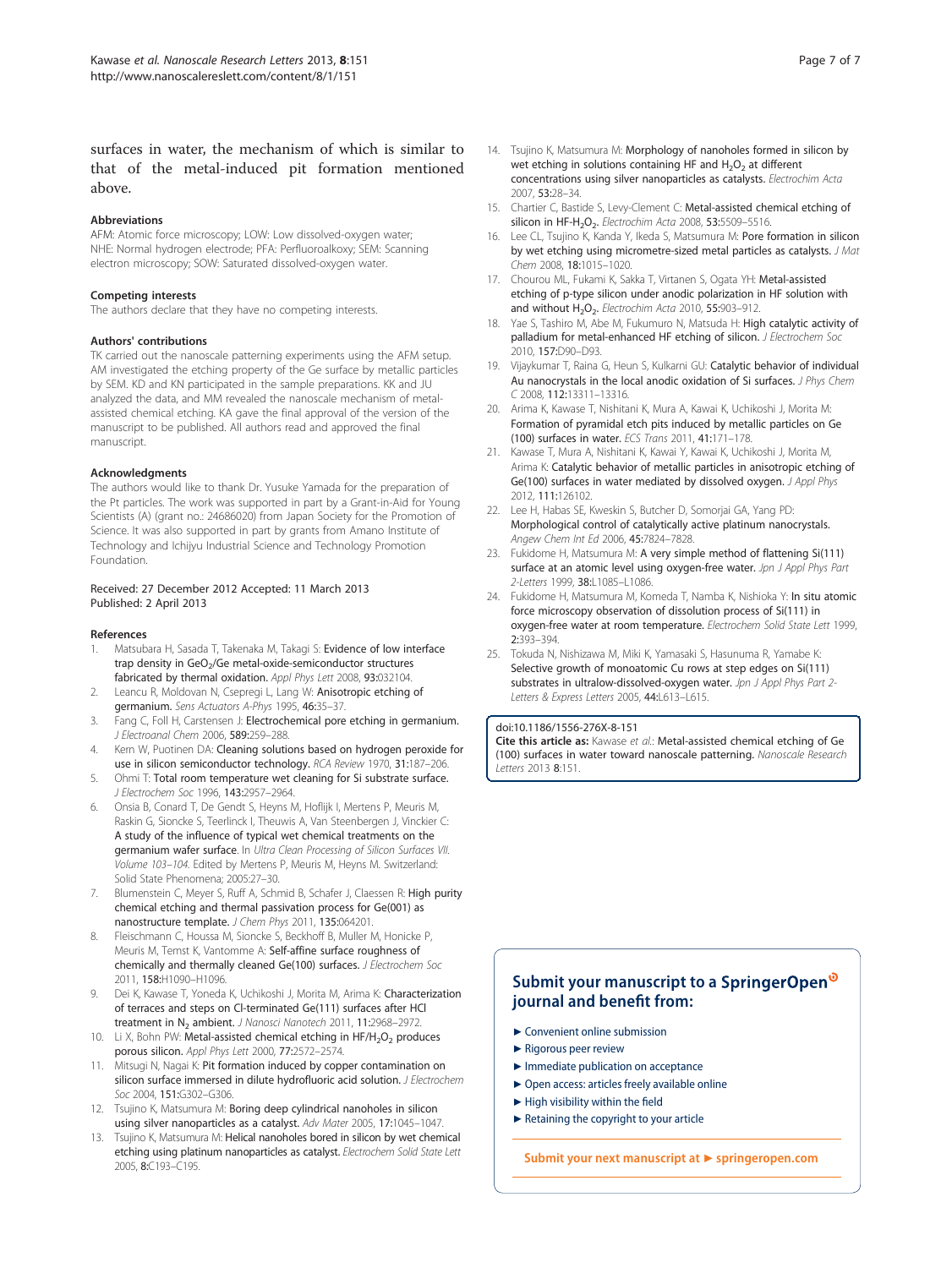surfaces in water, the mechanism of which is similar to that of the metal-induced pit formation mentioned above.

### Abbreviations

AFM: Atomic force microscopy; LOW: Low dissolved-oxygen water; NHE: Normal hydrogen electrode; PFA: Perfluoroalkoxy; SEM: Scanning electron microscopy; SOW: Saturated dissolved-oxygen water.

### Competing interests

The authors declare that they have no competing interests.

### Authors' contributions

TK carried out the nanoscale patterning experiments using the AFM setup. AM investigated the etching property of the Ge surface by metallic particles by SEM. KD and KN participated in the sample preparations. KK and JU analyzed the data, and MM revealed the nanoscale mechanism of metal-assisted chemical etching. KA gave the final approval of the version of the manuscript to be published. All authors read and approved the final manuscript.

### Acknowledgments

The authors would like to thank Dr. Yusuke Yamada for the preparation of the Pt particles. The work was supported in part by a Grant-in-Aid for Young Scientists (A) (grant no.: 24686020) from Japan Society for the Promotion of Science. It was also supported in part by grants from Amano Institute of Technology and Ichijyu Industrial Science and Technology Promotion Foundation.

Received: 27 December 2012 Accepted: 11 March 2013
Published: 2 April 2013

### References

1. Matsubara H, Sasada T, Takenaka M, Takagi S: **Evidence of low interface trap density in $GeO_2$/Ge metal-oxide-semiconductor structures fabricated by thermal oxidation.** *Appl Phys Lett* 2008, **93:**032104.
2. Leancu R, Moldovan N, Csepregi L, Lang W: **Anisotropic etching of germanium.** *Sens Actuators A-Phys* 1995, **46:**35–37.
3. Fang C, Foll H, Carstensen J: **Electrochemical pore etching in germanium.** *J Electroanal Chem* 2006, **589:**259–288.
4. Kern W, Puotinen DA: **Cleaning solutions based on hydrogen peroxide for use in silicon semiconductor technology.** *RCA Review* 1970, **31:**187–206.
5. Ohmi T: **Total room temperature wet cleaning for Si substrate surface.** *J Electrochem Soc* 1996, **143:**2957–2964.
6. Onsia B, Conard T, De Gendt S, Heyns M, Hoflijk I, Mertens P, Meuris M, Raskin G, Sioncke S, Teerlinck I, Theuwis A, Van Steenbergen J, Vinckier C: **A study of the influence of typical wet chemical treatments on the germanium wafer surface.** In *Ultra Clean Processing of Silicon Surfaces VII. Volume 103–104.* Edited by Mertens P, Meuris M, Heyns M. Switzerland: Solid State Phenomena; 2005:27–30.
7. Blumenstein C, Meyer S, Ruff A, Schmid B, Schafer J, Claessen R: **High purity chemical etching and thermal passivation process for Ge(001) as nanostructure template.** *J Chem Phys* 2011, **135:**064201.
8. Fleischmann C, Houssa M, Sioncke S, Beckhoff B, Muller M, Honicke P, Meuris M, Temst K, Vantomme A: **Self-affine surface roughness of chemically and thermally cleaned Ge(100) surfaces.** *J Electrochem Soc* 2011, **158:**H1090–H1096.
9. Dei K, Kawase T, Yoneda K, Uchikoshi J, Morita M, Arima K: **Characterization of terraces and steps on Cl-terminated Ge(111) surfaces after HCl treatment in $N_2$ ambient.** *J Nanosci Nanotech* 2011, **11:**2968–2972.
10. Li X, Bohn PW: **Metal-assisted chemical etching in $HF/H_2O_2$ produces porous silicon.** *Appl Phys Lett* 2000, **77:**2572–2574.
11. Mitsugi N, Nagai K: **Pit formation induced by copper contamination on silicon surface immersed in dilute hydrofluoric acid solution.** *J Electrochem Soc* 2004, **151:**G302–G306.
12. Tsujino K, Matsumura M: **Boring deep cylindrical nanoholes in silicon using silver nanoparticles as a catalyst.** *Adv Mater* 2005, **17:**1045–1047.
13. Tsujino K, Matsumura M: **Helical nanoholes bored in silicon by wet chemical etching using platinum nanoparticles as catalyst.** *Electrochem Solid State Lett* 2005, **8:**C193–C195.
14. Tsujino K, Matsumura M: **Morphology of nanoholes formed in silicon by wet etching in solutions containing HF and $H_2O_2$ at different concentrations using silver nanoparticles as catalysts.** *Electrochim Acta* 2007, **53:**28–34.
15. Chartier C, Bastide S, Levy-Clement C: **Metal-assisted chemical etching of silicon in HF-$H_2O_2$.** *Electrochim Acta* 2008, **53:**5509–5516.
16. Lee CL, Tsujino K, Kanda Y, Ikeda S, Matsumura M: **Pore formation in silicon by wet etching using micrometre-sized metal particles as catalysts.** *J Mat Chem* 2008, **18:**1015–1020.
17. Chourou ML, Fukami K, Sakka T, Virtanen S, Ogata YH: **Metal-assisted etching of p-type silicon under anodic polarization in HF solution with and without $H_2O_2$.** *Electrochim Acta* 2010, **55:**903–912.
18. Yae S, Tashiro M, Abe M, Fukumuro N, Matsuda H: **High catalytic activity of palladium for metal-enhanced HF etching of silicon.** *J Electrochem Soc* 2010, **157:**D90–D93.
19. Vijaykumar T, Raina G, Heun S, Kulkarni GU: **Catalytic behavior of individual Au nanocrystals in the local anodic oxidation of Si surfaces.** *J Phys Chem C* 2008, **112:**13311–13316.
20. Arima K, Kawase T, Nishitani K, Mura A, Kawai K, Uchikoshi J, Morita M: **Formation of pyramidal etch pits induced by metallic particles on Ge (100) surfaces in water.** *ECS Trans* 2011, **41:**171–178.
21. Kawase T, Mura A, Nishitani K, Kawai Y, Kawai K, Uchikoshi J, Morita M, Arima K: **Catalytic behavior of metallic particles in anisotropic etching of Ge(100) surfaces in water mediated by dissolved oxygen.** *J Appl Phys* 2012, **111:**126102.
22. Lee H, Habas SE, Kweskin S, Butcher D, Somorjai GA, Yang PD: **Morphological control of catalytically active platinum nanocrystals.** *Angew Chem Int Ed* 2006, **45:**7824–7828.
23. Fukidome H, Matsumura M: **A very simple method of flattening Si(111) surface at an atomic level using oxygen-free water.** *Jpn J Appl Phys Part 2-Letters* 1999, **38:**L1085–L1086.
24. Fukidome H, Matsumura M, Komeda T, Namba K, Nishioka Y: **In situ atomic force microscopy observation of dissolution process of Si(111) in oxygen-free water at room temperature.** *Electrochem Solid State Lett* 1999, **2:**393–394.
25. Tokuda N, Nishizawa M, Miki K, Yamasaki S, Hasunuma R, Yamabe K: **Selective growth of monoatomic Cu rows at step edges on Si(111) substrates in ultralow-dissolved-oxygen water.** *Jpn J Appl Phys Part 2-Letters & Express Letters* 2005, **44:**L613–L615.

doi:10.1186/1556-276X-8-151
**Cite this article as:** Kawase *et al.*: Metal-assisted chemical etching of Ge (100) surfaces in water toward nanoscale patterning. *Nanoscale Research Letters* 2013 **8**:151.

**Submit your manuscript to a SpringerOpen journal and benefit from:**

- ► Convenient online submission
- ► Rigorous peer review
- ► Immediate publication on acceptance
- ► Open access: articles freely available online
- ► High visibility within the field
- ► Retaining the copyright to your article

**Submit your next manuscript at ► springeropen.com**